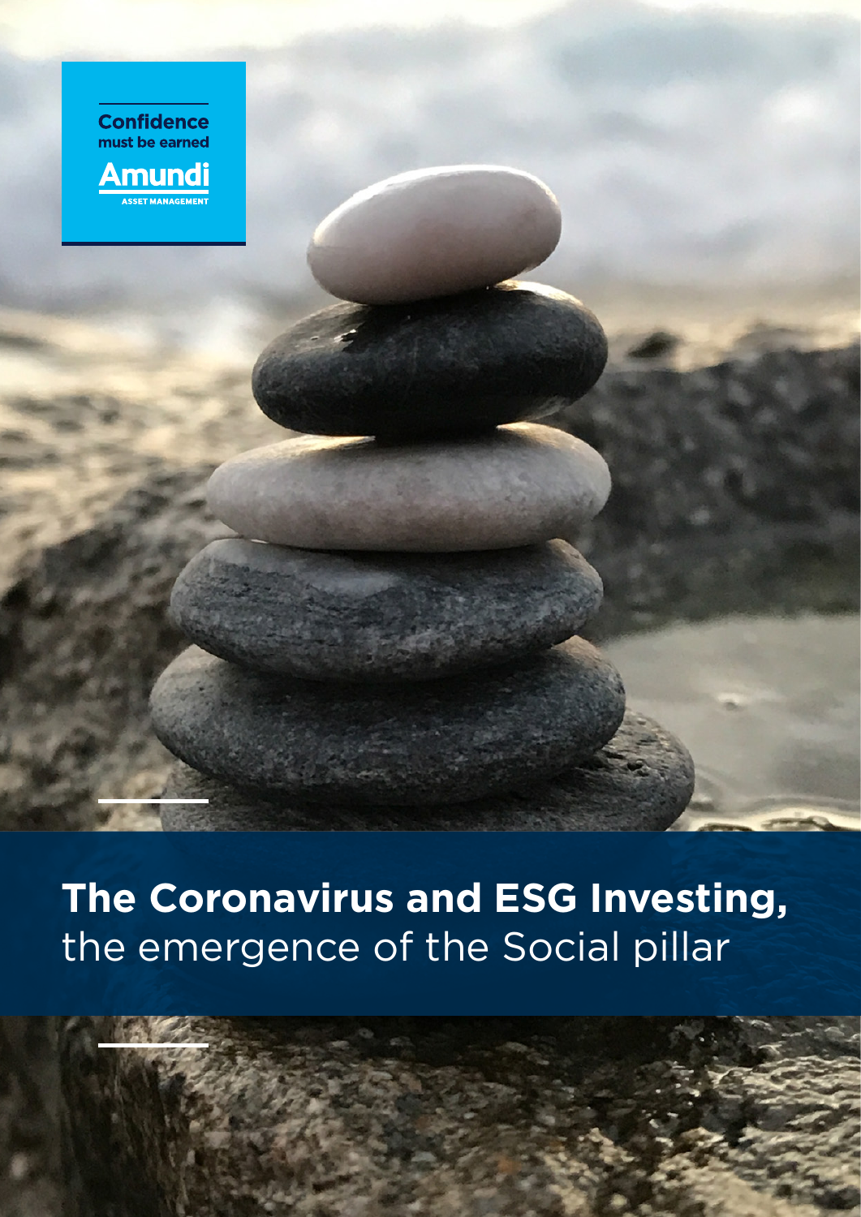Confidence must be earned

Amundi

ASSET MANAGEMENT

# **The Coronavirus and ESG Investing,** the emergence of the Social pillar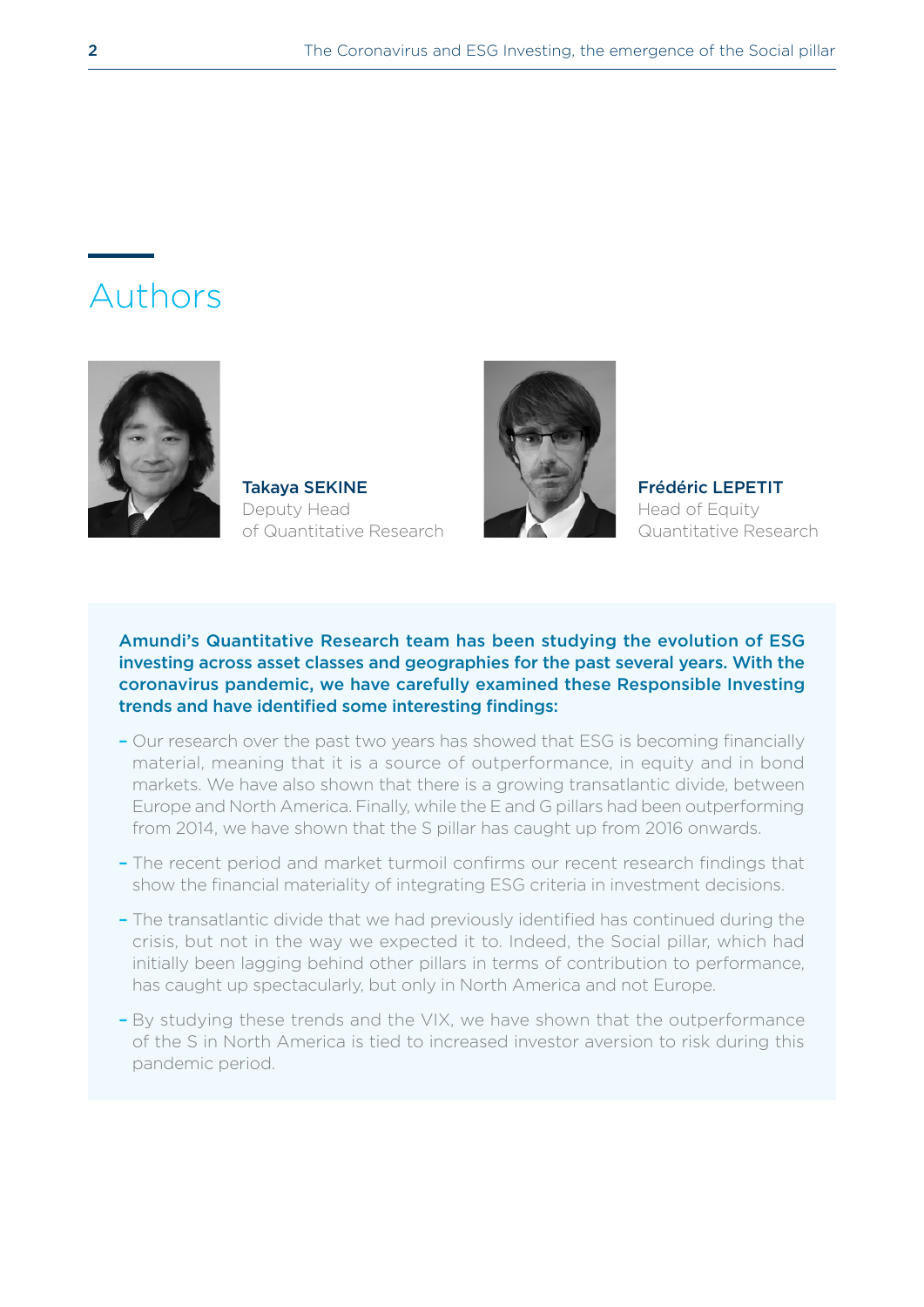# Authors

**Takaya SEKINE**
Deputy Head
of Quantitative Research

**Frédéric LEPETIT**
Head of Equity
Quantitative Research

**Amundi's Quantitative Research team has been studying the evolution of ESG investing across asset classes and geographies for the past several years. With the coronavirus pandemic, we have carefully examined these Responsible Investing trends and have identified some interesting findings:**

- Our research over the past two years has showed that ESG is becoming financially material, meaning that it is a source of outperformance, in equity and in bond markets. We have also shown that there is a growing transatlantic divide, between Europe and North America. Finally, while the E and G pillars had been outperforming from 2014, we have shown that the S pillar has caught up from 2016 onwards.
- The recent period and market turmoil confirms our recent research findings that show the financial materiality of integrating ESG criteria in investment decisions.
- The transatlantic divide that we had previously identified has continued during the crisis, but not in the way we expected it to. Indeed, the Social pillar, which had initially been lagging behind other pillars in terms of contribution to performance, has caught up spectacularly, but only in North America and not Europe.
- By studying these trends and the VIX, we have shown that the outperformance of the S in North America is tied to increased investor aversion to risk during this pandemic period.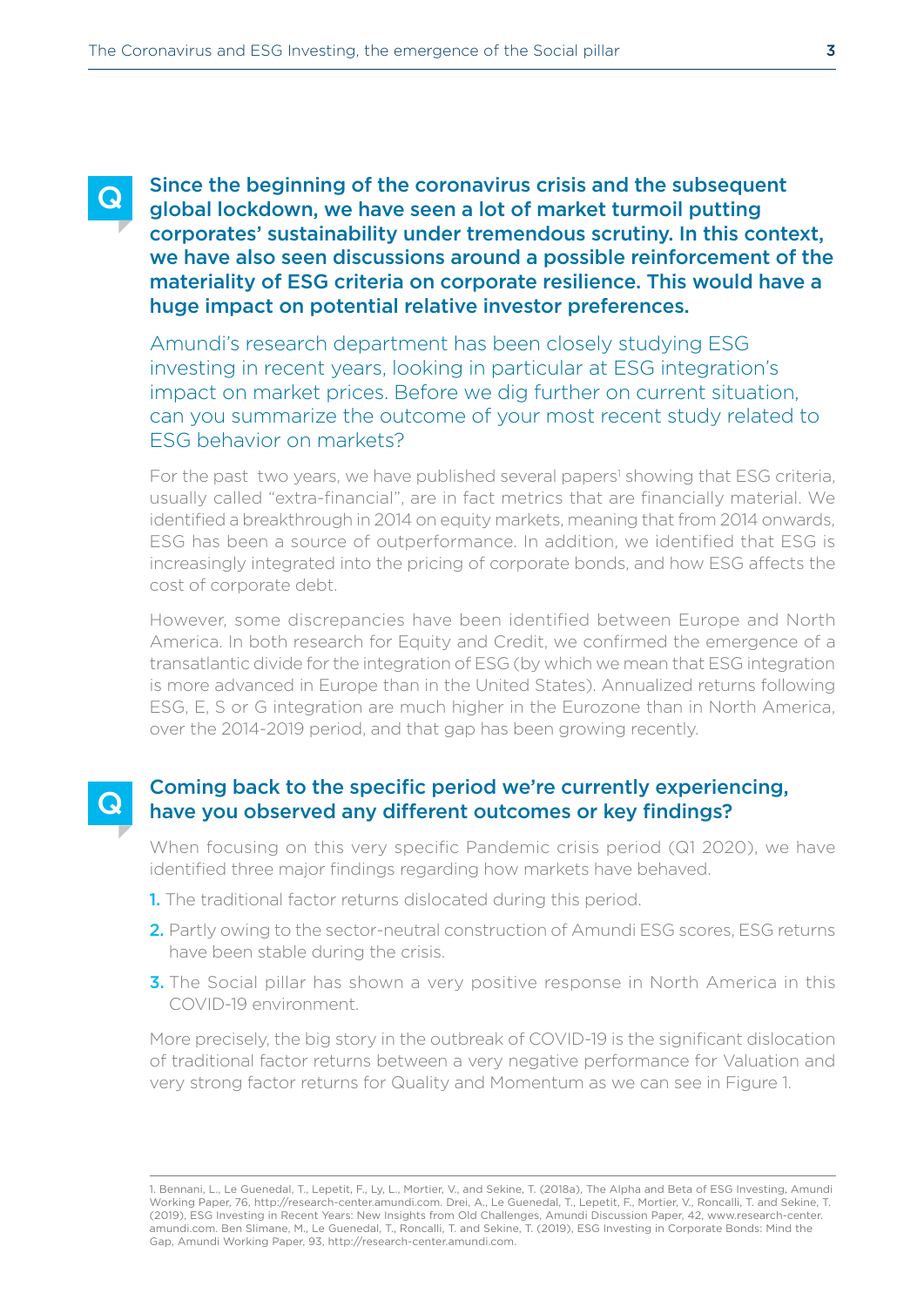**Q** **Since the beginning of the coronavirus crisis and the subsequent global lockdown, we have seen a lot of market turmoil putting corporates' sustainability under tremendous scrutiny. In this context, we have also seen discussions around a possible reinforcement of the materiality of ESG criteria on corporate resilience. This would have a huge impact on potential relative investor preferences.**

Amundi's research department has been closely studying ESG investing in recent years, looking in particular at ESG integration's impact on market prices. Before we dig further on current situation, can you summarize the outcome of your most recent study related to ESG behavior on markets?

For the past two years, we have published several papers[1] showing that ESG criteria, usually called "extra-financial", are in fact metrics that are financially material. We identified a breakthrough in 2014 on equity markets, meaning that from 2014 onwards, ESG has been a source of outperformance. In addition, we identified that ESG is increasingly integrated into the pricing of corporate bonds, and how ESG affects the cost of corporate debt.

However, some discrepancies have been identified between Europe and North America. In both research for Equity and Credit, we confirmed the emergence of a transatlantic divide for the integration of ESG (by which we mean that ESG integration is more advanced in Europe than in the United States). Annualized returns following ESG, E, S or G integration are much higher in the Eurozone than in North America, over the 2014-2019 period, and that gap has been growing recently.

**Q** **Coming back to the specific period we're currently experiencing, have you observed any different outcomes or key findings?**

When focusing on this very specific Pandemic crisis period (Q1 2020), we have identified three major findings regarding how markets have behaved.

1. The traditional factor returns dislocated during this period.
2. Partly owing to the sector-neutral construction of Amundi ESG scores, ESG returns have been stable during the crisis.
3. The Social pillar has shown a very positive response in North America in this COVID-19 environment.

More precisely, the big story in the outbreak of COVID-19 is the significant dislocation of traditional factor returns between a very negative performance for Valuation and very strong factor returns for Quality and Momentum as we can see in Figure 1.

---

1. Bennani, L., Le Guenedal, T., Lepetit, F., Ly, L., Mortier, V., and Sekine, T. (2018a), The Alpha and Beta of ESG Investing, Amundi Working Paper, 76, http://research-center.amundi.com. Drei, A., Le Guenedal, T., Lepetit, F., Mortier, V., Roncalli, T. and Sekine, T. (2019), ESG Investing in Recent Years: New Insights from Old Challenges, Amundi Discussion Paper, 42, www.research-center.amundi.com. Ben Slimane, M., Le Guenedal, T., Roncalli, T. and Sekine, T. (2019), ESG Investing in Corporate Bonds: Mind the Gap, Amundi Working Paper, 93, http://research-center.amundi.com.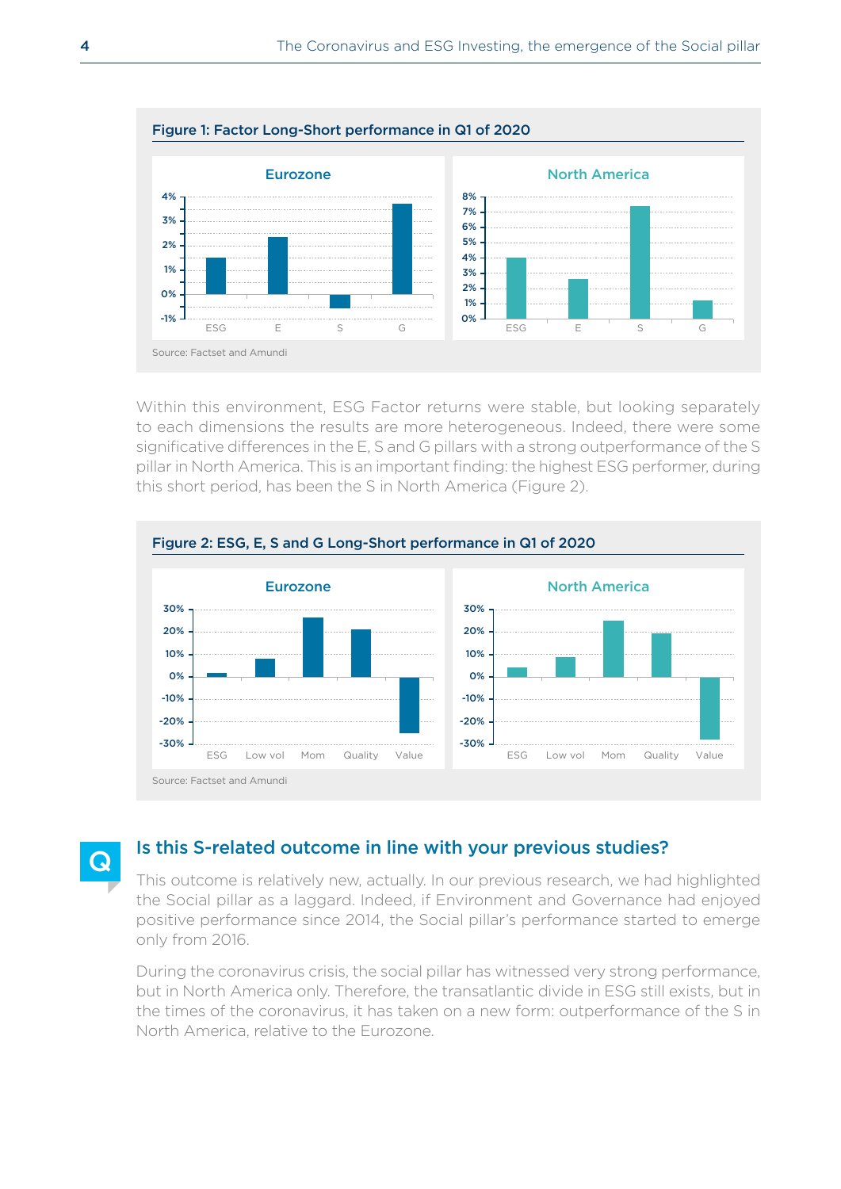**Figure 1: Factor Long-Short performance in Q1 of 2020**

Source: Factset and Amundi

Within this environment, ESG Factor returns were stable, but looking separately to each dimensions the results are more heterogeneous. Indeed, there were some significative differences in the E, S and G pillars with a strong outperformance of the S pillar in North America. This is an important finding: the highest ESG performer, during this short period, has been the S in North America (Figure 2).

**Figure 2: ESG, E, S and G Long-Short performance in Q1 of 2020**

Source: Factset and Amundi

## Is this S-related outcome in line with your previous studies?

This outcome is relatively new, actually. In our previous research, we had highlighted the Social pillar as a laggard. Indeed, if Environment and Governance had enjoyed positive performance since 2014, the Social pillar's performance started to emerge only from 2016.

During the coronavirus crisis, the social pillar has witnessed very strong performance, but in North America only. Therefore, the transatlantic divide in ESG still exists, but in the times of the coronavirus, it has taken on a new form: outperformance of the S in North America, relative to the Eurozone.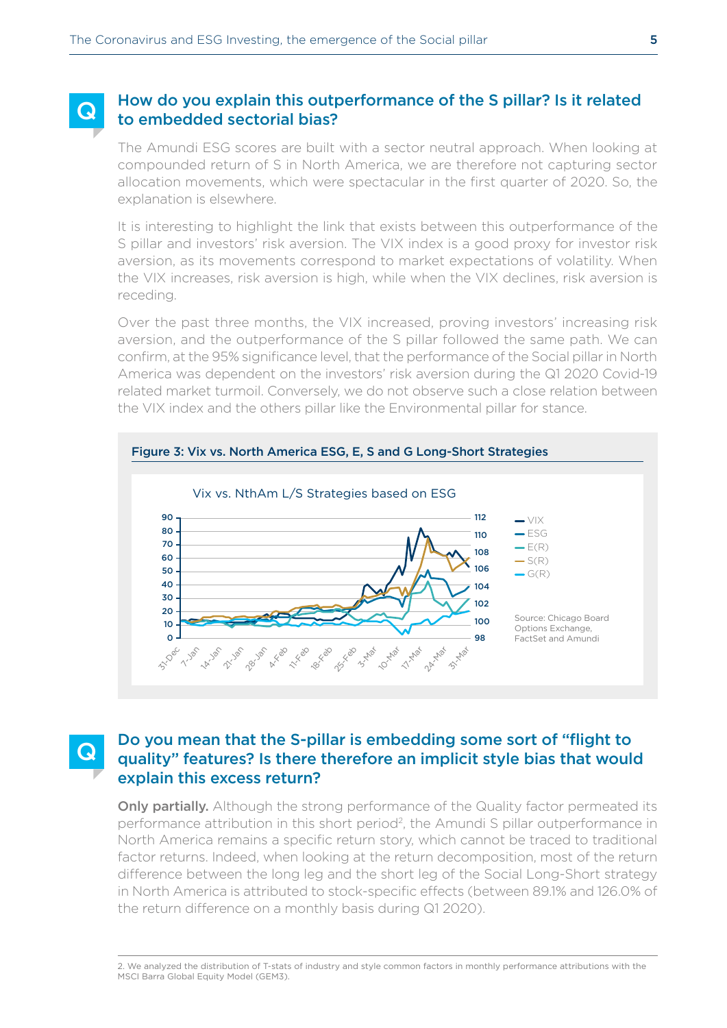### How do you explain this outperformance of the S pillar? Is it related to embedded sectorial bias?

The Amundi ESG scores are built with a sector neutral approach. When looking at compounded return of S in North America, we are therefore not capturing sector allocation movements, which were spectacular in the first quarter of 2020. So, the explanation is elsewhere.

It is interesting to highlight the link that exists between this outperformance of the S pillar and investors' risk aversion. The VIX index is a good proxy for investor risk aversion, as its movements correspond to market expectations of volatility. When the VIX increases, risk aversion is high, while when the VIX declines, risk aversion is receding.

Over the past three months, the VIX increased, proving investors' increasing risk aversion, and the outperformance of the S pillar followed the same path. We can confirm, at the 95% significance level, that the performance of the Social pillar in North America was dependent on the investors' risk aversion during the Q1 2020 Covid-19 related market turmoil. Conversely, we do not observe such a close relation between the VIX index and the others pillar like the Environmental pillar for stance.

**Figure 3: Vix vs. North America ESG, E, S and G Long-Short Strategies**

Vix vs. NthAm L/S Strategies based on ESG

Source: Chicago Board Options Exchange, FactSet and Amundi

### Do you mean that the S-pillar is embedding some sort of "flight to quality" features? Is there therefore an implicit style bias that would explain this excess return?

**Only partially.** Although the strong performance of the Quality factor permeated its performance attribution in this short period[2], the Amundi S pillar outperformance in North America remains a specific return story, which cannot be traced to traditional factor returns. Indeed, when looking at the return decomposition, most of the return difference between the long leg and the short leg of the Social Long-Short strategy in North America is attributed to stock-specific effects (between 89.1% and 126.0% of the return difference on a monthly basis during Q1 2020).

2. We analyzed the distribution of T-stats of industry and style common factors in monthly performance attributions with the MSCI Barra Global Equity Model (GEM3).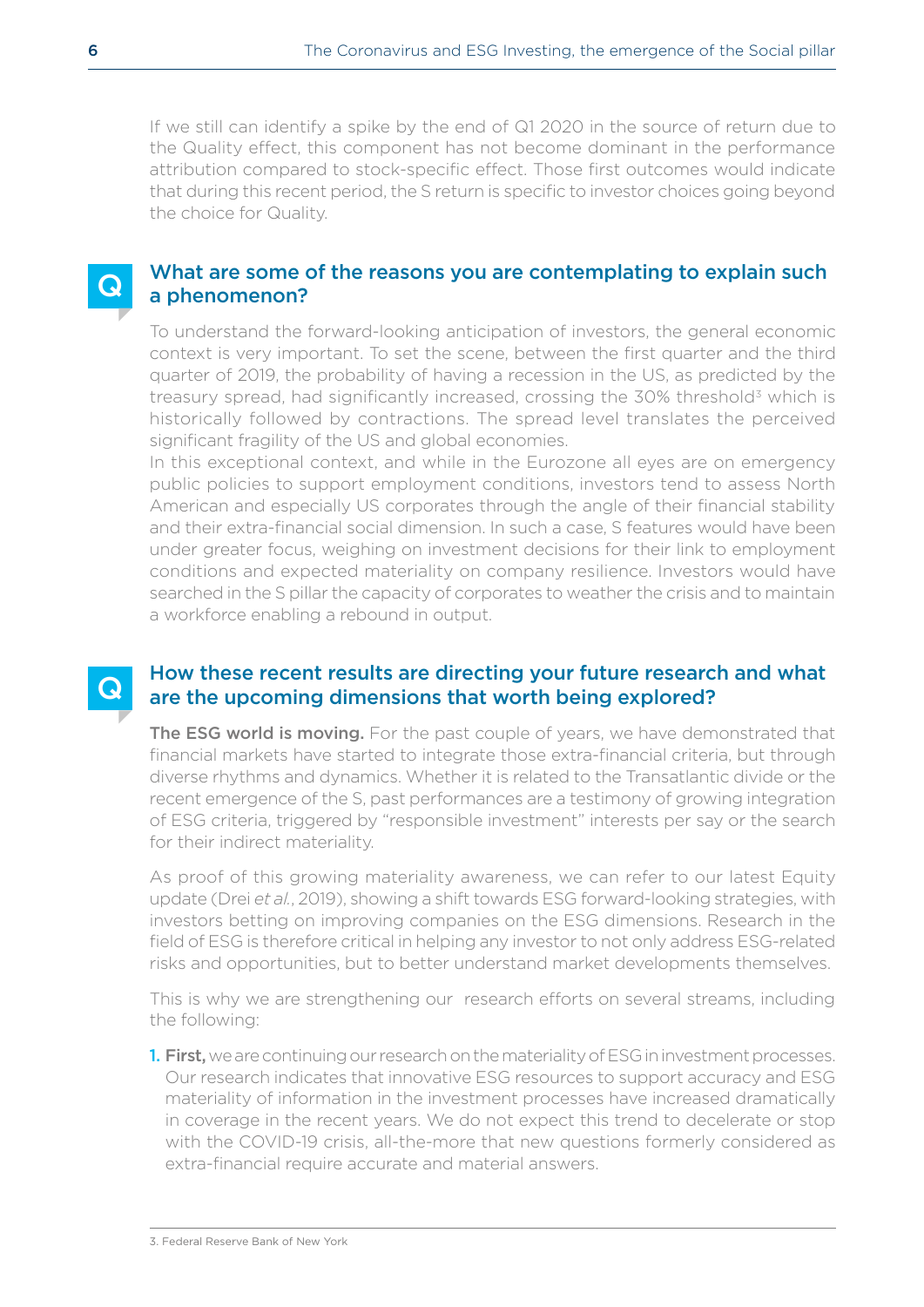If we still can identify a spike by the end of Q1 2020 in the source of return due to the Quality effect, this component has not become dominant in the performance attribution compared to stock-specific effect. Those first outcomes would indicate that during this recent period, the S return is specific to investor choices going beyond the choice for Quality.

## What are some of the reasons you are contemplating to explain such a phenomenon?

To understand the forward-looking anticipation of investors, the general economic context is very important. To set the scene, between the first quarter and the third quarter of 2019, the probability of having a recession in the US, as predicted by the treasury spread, had significantly increased, crossing the 30% threshold[3] which is historically followed by contractions. The spread level translates the perceived significant fragility of the US and global economies.

In this exceptional context, and while in the Eurozone all eyes are on emergency public policies to support employment conditions, investors tend to assess North American and especially US corporates through the angle of their financial stability and their extra-financial social dimension. In such a case, S features would have been under greater focus, weighing on investment decisions for their link to employment conditions and expected materiality on company resilience. Investors would have searched in the S pillar the capacity of corporates to weather the crisis and to maintain a workforce enabling a rebound in output.

## How these recent results are directing your future research and what are the upcoming dimensions that worth being explored?

**The ESG world is moving.** For the past couple of years, we have demonstrated that financial markets have started to integrate those extra-financial criteria, but through diverse rhythms and dynamics. Whether it is related to the Transatlantic divide or the recent emergence of the S, past performances are a testimony of growing integration of ESG criteria, triggered by "responsible investment" interests per say or the search for their indirect materiality.

As proof of this growing materiality awareness, we can refer to our latest Equity update (Drei *et al.*, 2019), showing a shift towards ESG forward-looking strategies, with investors betting on improving companies on the ESG dimensions. Research in the field of ESG is therefore critical in helping any investor to not only address ESG-related risks and opportunities, but to better understand market developments themselves.

This is why we are strengthening our research efforts on several streams, including the following:

1. **First,** we are continuing our research on the materiality of ESG in investment processes. Our research indicates that innovative ESG resources to support accuracy and ESG materiality of information in the investment processes have increased dramatically in coverage in the recent years. We do not expect this trend to decelerate or stop with the COVID-19 crisis, all-the-more that new questions formerly considered as extra-financial require accurate and material answers.

3. Federal Reserve Bank of New York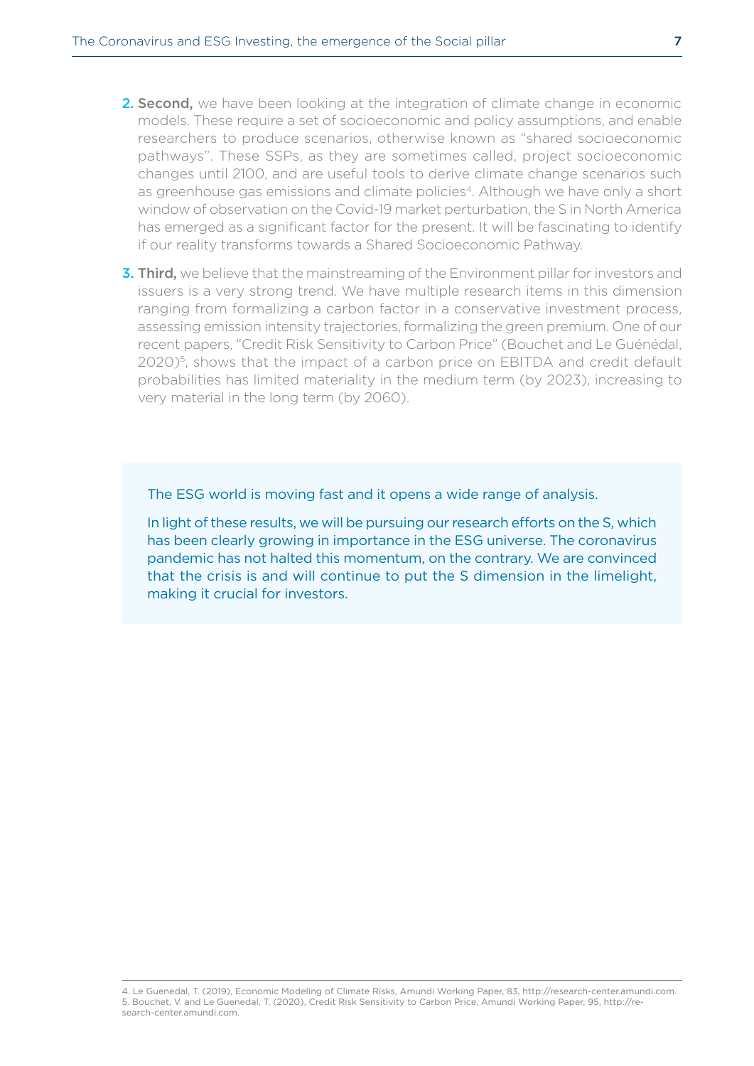2. **Second,** we have been looking at the integration of climate change in economic models. These require a set of socioeconomic and policy assumptions, and enable researchers to produce scenarios, otherwise known as "shared socioeconomic pathways". These SSPs, as they are sometimes called, project socioeconomic changes until 2100, and are useful tools to derive climate change scenarios such as greenhouse gas emissions and climate policies[4]. Although we have only a short window of observation on the Covid-19 market perturbation, the S in North America has emerged as a significant factor for the present. It will be fascinating to identify if our reality transforms towards a Shared Socioeconomic Pathway.

3. **Third,** we believe that the mainstreaming of the Environment pillar for investors and issuers is a very strong trend. We have multiple research items in this dimension ranging from formalizing a carbon factor in a conservative investment process, assessing emission intensity trajectories, formalizing the green premium. One of our recent papers, "Credit Risk Sensitivity to Carbon Price" (Bouchet and Le Guénédal, 2020)[5], shows that the impact of a carbon price on EBITDA and credit default probabilities has limited materiality in the medium term (by 2023), increasing to very material in the long term (by 2060).

> The ESG world is moving fast and it opens a wide range of analysis.
>
> In light of these results, we will be pursuing our research efforts on the S, which has been clearly growing in importance in the ESG universe. The coronavirus pandemic has not halted this momentum, on the contrary. We are convinced that the crisis is and will continue to put the S dimension in the limelight, making it crucial for investors.

4. Le Guenedal, T. (2019), Economic Modeling of Climate Risks, Amundi Working Paper, 83, http://research-center.amundi.com.
5. Bouchet, V. and Le Guenedal, T. (2020), Credit Risk Sensitivity to Carbon Price, Amundi Working Paper, 95, http://research-center.amundi.com.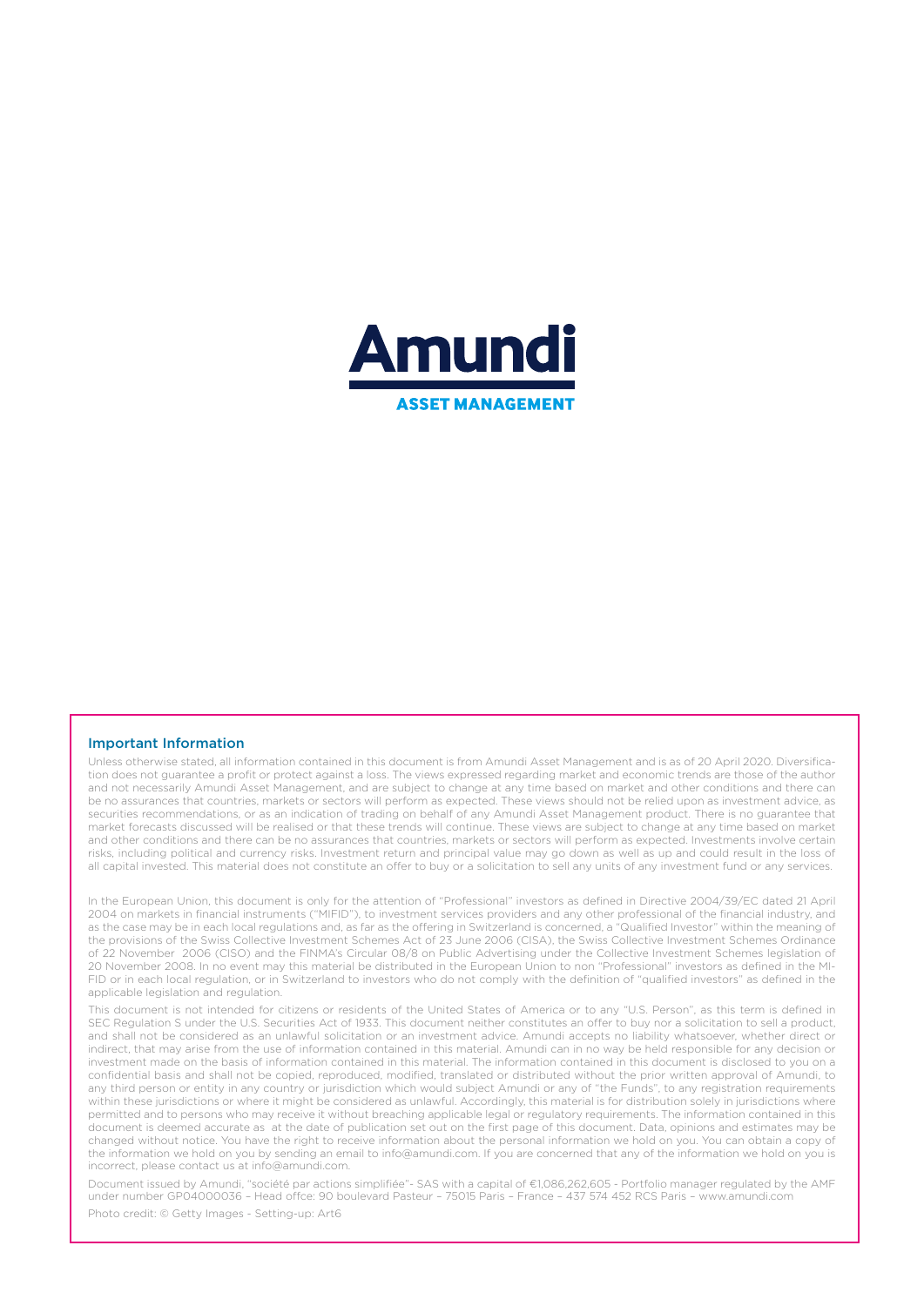Amundi

ASSET MANAGEMENT

### Important Information

Unless otherwise stated, all information contained in this document is from Amundi Asset Management and is as of 20 April 2020. Diversification does not guarantee a profit or protect against a loss. The views expressed regarding market and economic trends are those of the author and not necessarily Amundi Asset Management, and are subject to change at any time based on market and other conditions and there can be no assurances that countries, markets or sectors will perform as expected. These views should not be relied upon as investment advice, as securities recommendations, or as an indication of trading on behalf of any Amundi Asset Management product. There is no guarantee that market forecasts discussed will be realised or that these trends will continue. These views are subject to change at any time based on market and other conditions and there can be no assurances that countries, markets or sectors will perform as expected. Investments involve certain risks, including political and currency risks. Investment return and principal value may go down as well as up and could result in the loss of all capital invested. This material does not constitute an offer to buy or a solicitation to sell any units of any investment fund or any services.

In the European Union, this document is only for the attention of "Professional" investors as defined in Directive 2004/39/EC dated 21 April 2004 on markets in financial instruments ("MIFID"), to investment services providers and any other professional of the financial industry, and as the case may be in each local regulations and, as far as the offering in Switzerland is concerned, a "Qualified Investor" within the meaning of the provisions of the Swiss Collective Investment Schemes Act of 23 June 2006 (CISA), the Swiss Collective Investment Schemes Ordinance of 22 November 2006 (CISO) and the FINMA's Circular 08/8 on Public Advertising under the Collective Investment Schemes legislation of 20 November 2008. In no event may this material be distributed in the European Union to non "Professional" investors as defined in the MIFID or in each local regulation, or in Switzerland to investors who do not comply with the definition of "qualified investors" as defined in the applicable legislation and regulation.

This document is not intended for citizens or residents of the United States of America or to any "U.S. Person", as this term is defined in SEC Regulation S under the U.S. Securities Act of 1933. This document neither constitutes an offer to buy nor a solicitation to sell a product, and shall not be considered as an unlawful solicitation or an investment advice. Amundi accepts no liability whatsoever, whether direct or indirect, that may arise from the use of information contained in this material. Amundi can in no way be held responsible for any decision or investment made on the basis of information contained in this material. The information contained in this document is disclosed to you on a confidential basis and shall not be copied, reproduced, modified, translated or distributed without the prior written approval of Amundi, to any third person or entity in any country or jurisdiction which would subject Amundi or any of "the Funds", to any registration requirements within these jurisdictions or where it might be considered as unlawful. Accordingly, this material is for distribution solely in jurisdictions where permitted and to persons who may receive it without breaching applicable legal or regulatory requirements. The information contained in this document is deemed accurate as at the date of publication set out on the first page of this document. Data, opinions and estimates may be changed without notice. You have the right to receive information about the personal information we hold on you. You can obtain a copy of the information we hold on you by sending an email to info@amundi.com. If you are concerned that any of the information we hold on you is incorrect, please contact us at info@amundi.com.

Document issued by Amundi, "société par actions simplifiée"- SAS with a capital of €1,086,262,605 - Portfolio manager regulated by the AMF under number GP04000036 – Head offce: 90 boulevard Pasteur – 75015 Paris – France – 437 574 452 RCS Paris – www.amundi.com

Photo credit: © Getty Images - Setting-up: Art6